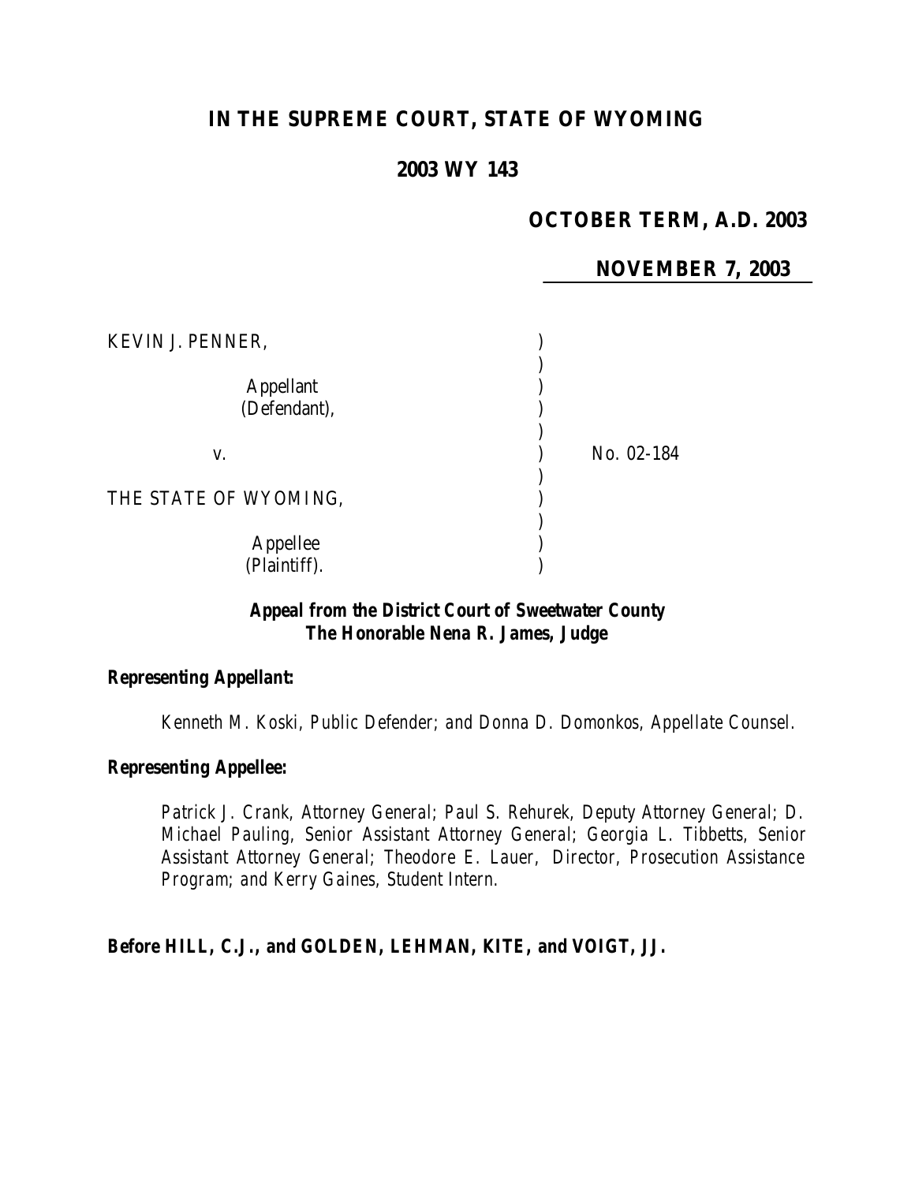**IN THE SUPREME COURT, STATE OF WYOMING**

**2003 WY 143**

**OCTOBER TERM, A.D. 2003**

**NOVEMBER 7, 2003**

| | | |
|---|---|---|
| KEVIN J. PENNER, | ) | |
| | ) | |
| Appellant | ) | |
| (Defendant), | ) | |
| | ) | |
| v. | ) | No. 02-184 |
| | ) | |
| THE STATE OF WYOMING, | ) | |
| | ) | |
| Appellee | ) | |
| (Plaintiff). | ) | |

***Appeal from the District Court of Sweetwater County***
***The Honorable Nena R. James, Judge***

**Representing Appellant:**

Kenneth M. Koski, Public Defender; and Donna D. Domonkos, Appellate Counsel.

**Representing Appellee:**

Patrick J. Crank, Attorney General; Paul S. Rehurek, Deputy Attorney General; D. Michael Pauling, Senior Assistant Attorney General; Georgia L. Tibbetts, Senior Assistant Attorney General; Theodore E. Lauer, Director, Prosecution Assistance Program; and Kerry Gaines, Student Intern.

**Before HILL, C.J., and GOLDEN, LEHMAN, KITE, and VOIGT, JJ.**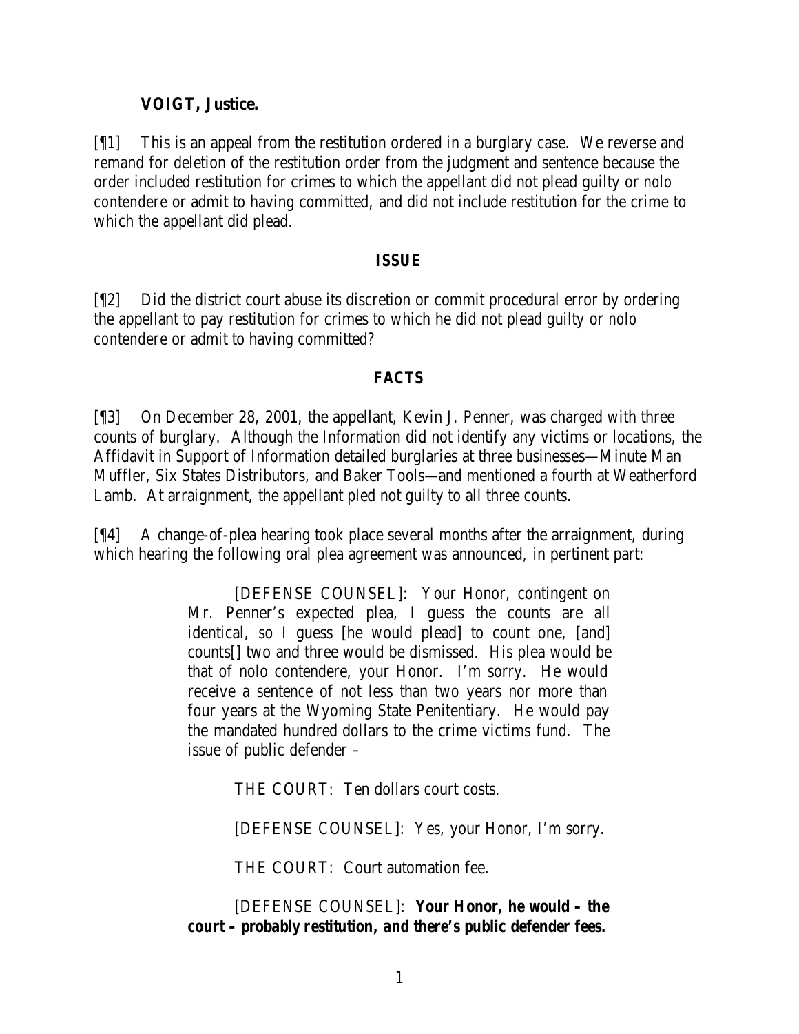**VOIGT, Justice.**

[¶1] This is an appeal from the restitution ordered in a burglary case. We reverse and remand for deletion of the restitution order from the judgment and sentence because the order included restitution for crimes to which the appellant did not plead guilty or *nolo contendere* or admit to having committed, and did not include restitution for the crime to which the appellant did plead.

### ISSUE

[¶2] Did the district court abuse its discretion or commit procedural error by ordering the appellant to pay restitution for crimes to which he did not plead guilty or *nolo contendere* or admit to having committed?

### FACTS

[¶3] On December 28, 2001, the appellant, Kevin J. Penner, was charged with three counts of burglary. Although the Information did not identify any victims or locations, the Affidavit in Support of Information detailed burglaries at three businesses—Minute Man Muffler, Six States Distributors, and Baker Tools—and mentioned a fourth at Weatherford Lamb. At arraignment, the appellant pled not guilty to all three counts.

[¶4] A change-of-plea hearing took place several months after the arraignment, during which hearing the following oral plea agreement was announced, in pertinent part:

> [DEFENSE COUNSEL]: Your Honor, contingent on Mr. Penner's expected plea, I guess the counts are all identical, so I guess [he would plead] to count one, [and] counts[] two and three would be dismissed. His plea would be that of nolo contendere, your Honor. I'm sorry. He would receive a sentence of not less than two years nor more than four years at the Wyoming State Penitentiary. He would pay the mandated hundred dollars to the crime victims fund. The issue of public defender –
>
> THE COURT: Ten dollars court costs.
>
> [DEFENSE COUNSEL]: Yes, your Honor, I'm sorry.
>
> THE COURT: Court automation fee.
>
> [DEFENSE COUNSEL]: **Your Honor, he would – the court – probably restitution, and there's public defender fees.**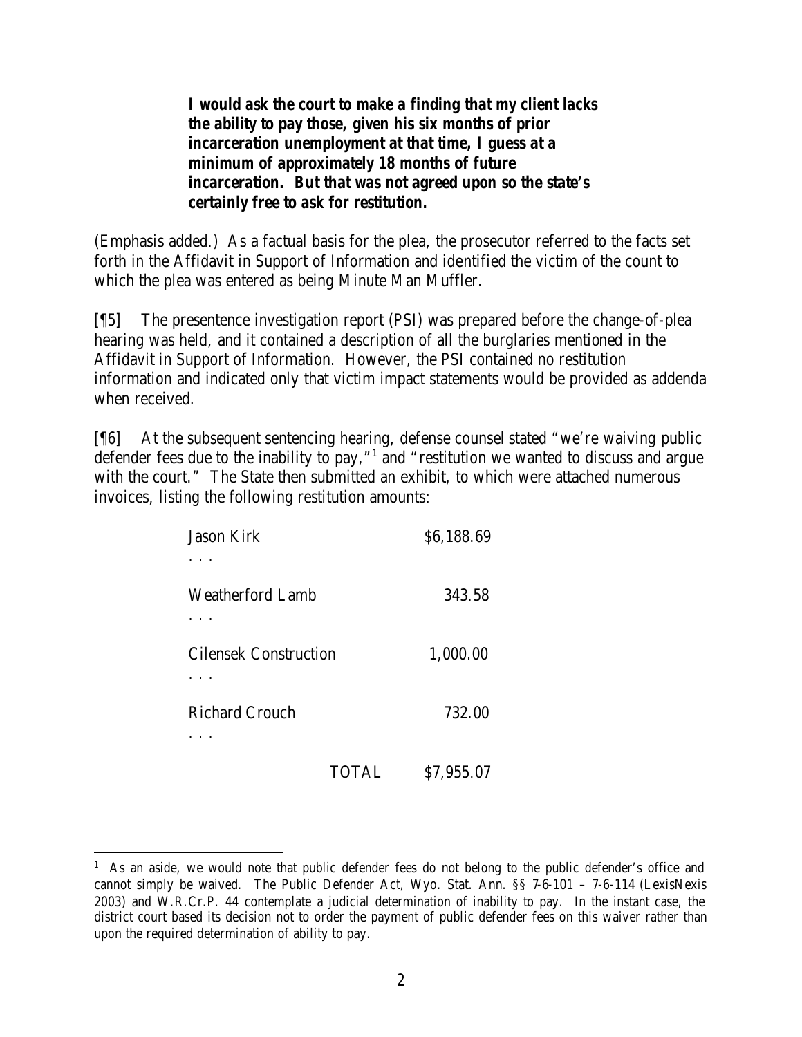> **I would ask the court to make a finding that my client lacks the ability to pay those, given his six months of prior incarceration unemployment at that time, I guess at a minimum of approximately 18 months of future incarceration. But that was not agreed upon so the state's certainly free to ask for restitution.**

(Emphasis added.) As a factual basis for the plea, the prosecutor referred to the facts set forth in the Affidavit in Support of Information and identified the victim of the count to which the plea was entered as being Minute Man Muffler.

[¶5] The presentence investigation report (PSI) was prepared before the change-of-plea hearing was held, and it contained a description of all the burglaries mentioned in the Affidavit in Support of Information. However, the PSI contained no restitution information and indicated only that victim impact statements would be provided as addenda when received.

[¶6] At the subsequent sentencing hearing, defense counsel stated "we're waiving public defender fees due to the inability to pay,"[1] and "restitution we wanted to discuss and argue with the court." The State then submitted an exhibit, to which were attached numerous invoices, listing the following restitution amounts:

| | |
|---|---|
| Jason Kirk | $6,188.69 |
| . . . | |
| Weatherford Lamb | 343.58 |
| . . . | |
| Cilensek Construction | 1,000.00 |
| . . . | |
| Richard Crouch | 732.00 |
| . . . | |
| TOTAL | $7,955.07 |

[1] As an aside, we would note that public defender fees do not belong to the public defender's office and cannot simply be waived. The Public Defender Act, Wyo. Stat. Ann. §§ 7-6-101 – 7-6-114 (LexisNexis 2003) and W.R.Cr.P. 44 contemplate a judicial determination of inability to pay. In the instant case, the district court based its decision not to order the payment of public defender fees on this waiver rather than upon the required determination of ability to pay.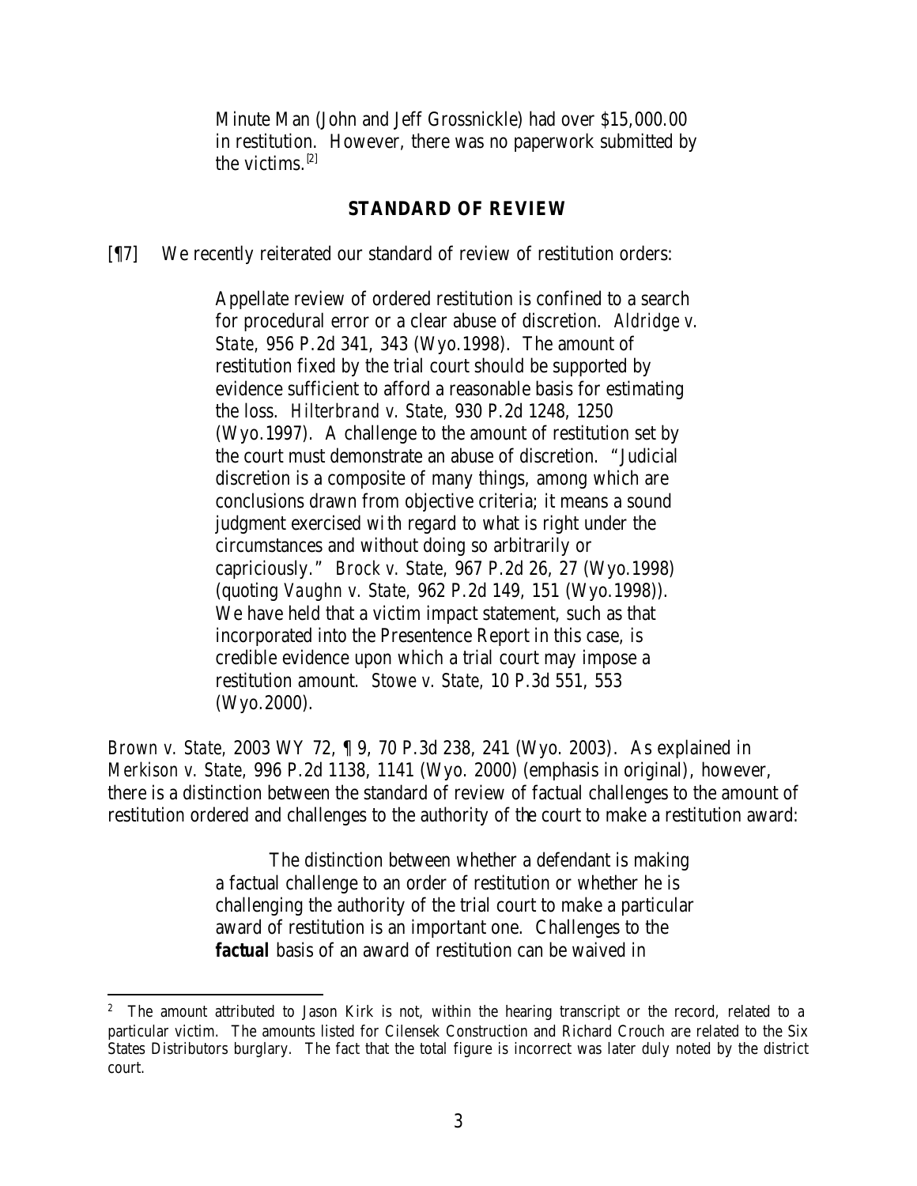> Minute Man (John and Jeff Grossnickle) had over $15,000.00 in restitution. However, there was no paperwork submitted by the victims.[2]

## STANDARD OF REVIEW

[¶7] We recently reiterated our standard of review of restitution orders:

> Appellate review of ordered restitution is confined to a search for procedural error or a clear abuse of discretion. *Aldridge v. State*, 956 P.2d 341, 343 (Wyo.1998). The amount of restitution fixed by the trial court should be supported by evidence sufficient to afford a reasonable basis for estimating the loss. *Hilterbrand v. State*, 930 P.2d 1248, 1250 (Wyo.1997). A challenge to the amount of restitution set by the court must demonstrate an abuse of discretion. "Judicial discretion is a composite of many things, among which are conclusions drawn from objective criteria; it means a sound judgment exercised with regard to what is right under the circumstances and without doing so arbitrarily or capriciously." *Brock v. State*, 967 P.2d 26, 27 (Wyo.1998) (quoting *Vaughn v. State*, 962 P.2d 149, 151 (Wyo.1998)). We have held that a victim impact statement, such as that incorporated into the Presentence Report in this case, is credible evidence upon which a trial court may impose a restitution amount. *Stowe v. State*, 10 P.3d 551, 553 (Wyo.2000).

*Brown v. State*, 2003 WY 72, ¶ 9, 70 P.3d 238, 241 (Wyo. 2003). As explained in *Merkison v. State*, 996 P.2d 1138, 1141 (Wyo. 2000) (emphasis in original), however, there is a distinction between the standard of review of factual challenges to the amount of restitution ordered and challenges to the authority of the court to make a restitution award:

> The distinction between whether a defendant is making a factual challenge to an order of restitution or whether he is challenging the authority of the trial court to make a particular award of restitution is an important one. Challenges to the **factual** basis of an award of restitution can be waived in

[2] The amount attributed to Jason Kirk is not, within the hearing transcript or the record, related to a particular victim. The amounts listed for Cilensek Construction and Richard Crouch are related to the Six States Distributors burglary. The fact that the total figure is incorrect was later duly noted by the district court.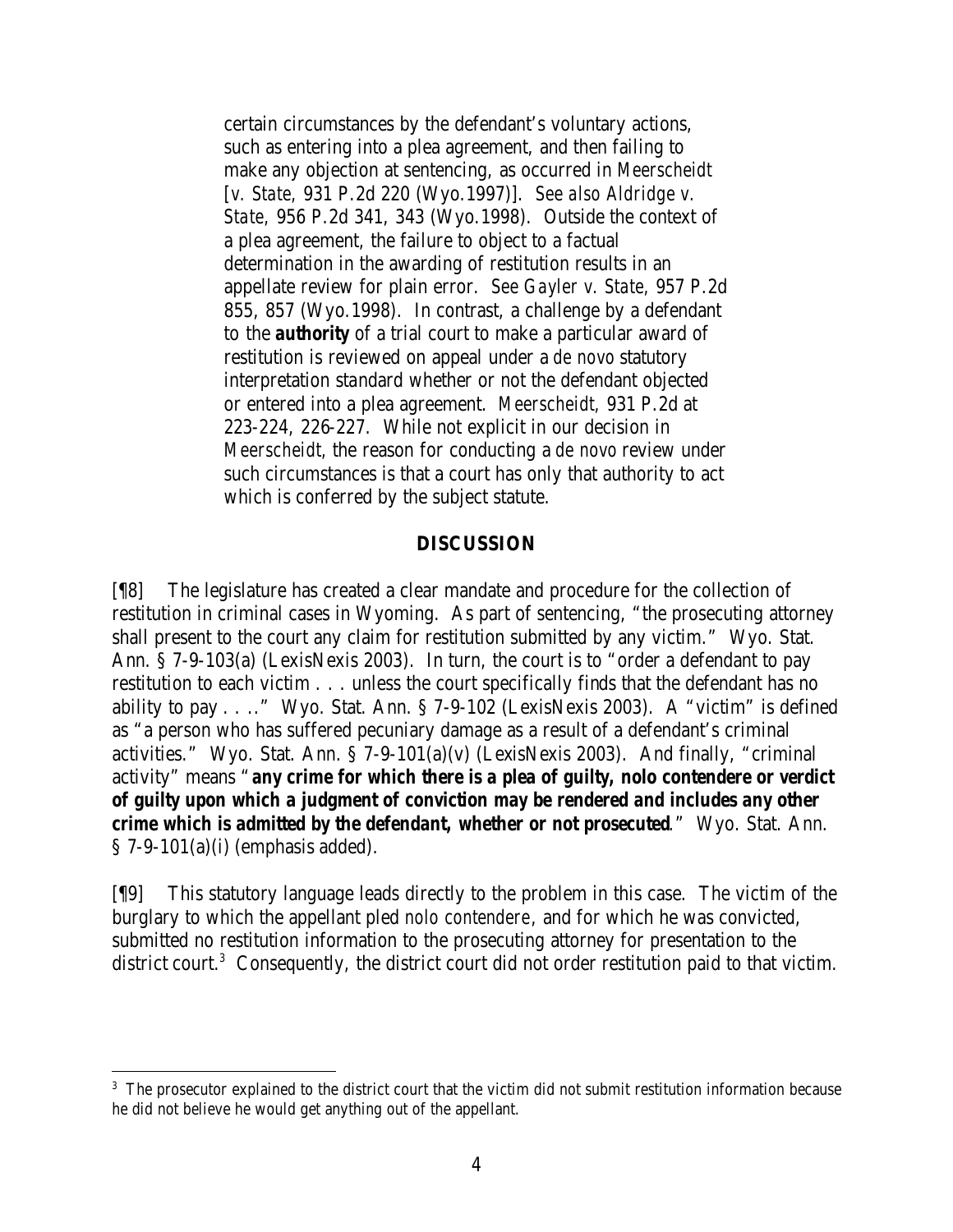certain circumstances by the defendant's voluntary actions, such as entering into a plea agreement, and then failing to make any objection at sentencing, as occurred in *Meerscheidt* [*v. State*, 931 P.2d 220 (Wyo.1997)]. *See also Aldridge v. State*, 956 P.2d 341, 343 (Wyo.1998). Outside the context of a plea agreement, the failure to object to a factual determination in the awarding of restitution results in an appellate review for plain error. *See Gayler v. State*, 957 P.2d 855, 857 (Wyo.1998). In contrast, a challenge by a defendant to the **authority** of a trial court to make a particular award of restitution is reviewed on appeal under a *de novo* statutory interpretation standard whether or not the defendant objected or entered into a plea agreement. *Meerscheidt*, 931 P.2d at 223-224, 226-227. While not explicit in our decision in *Meerscheidt*, the reason for conducting a *de novo* review under such circumstances is that a court has only that authority to act which is conferred by the subject statute.

## DISCUSSION

[¶8] The legislature has created a clear mandate and procedure for the collection of restitution in criminal cases in Wyoming. As part of sentencing, "the prosecuting attorney shall present to the court any claim for restitution submitted by any victim." Wyo. Stat. Ann. § 7-9-103(a) (LexisNexis 2003). In turn, the court is to "order a defendant to pay restitution to each victim . . . unless the court specifically finds that the defendant has no ability to pay . . .." Wyo. Stat. Ann. § 7-9-102 (LexisNexis 2003). A "victim" is defined as "a person who has suffered pecuniary damage as a result of a defendant's criminal activities." Wyo. Stat. Ann. § 7-9-101(a)(v) (LexisNexis 2003). And finally, "criminal activity" means "**any crime for which there is a plea of guilty, nolo contendere or verdict of guilty upon which a judgment of conviction may be rendered and includes any other crime which is admitted by the defendant, whether or not prosecuted**." Wyo. Stat. Ann. § 7-9-101(a)(i) (emphasis added).

[¶9] This statutory language leads directly to the problem in this case. The victim of the burglary to which the appellant pled *nolo contendere*, and for which he was convicted, submitted no restitution information to the prosecuting attorney for presentation to the district court.[3] Consequently, the district court did not order restitution paid to that victim.

---

[3] The prosecutor explained to the district court that the victim did not submit restitution information because he did not believe he would get anything out of the appellant.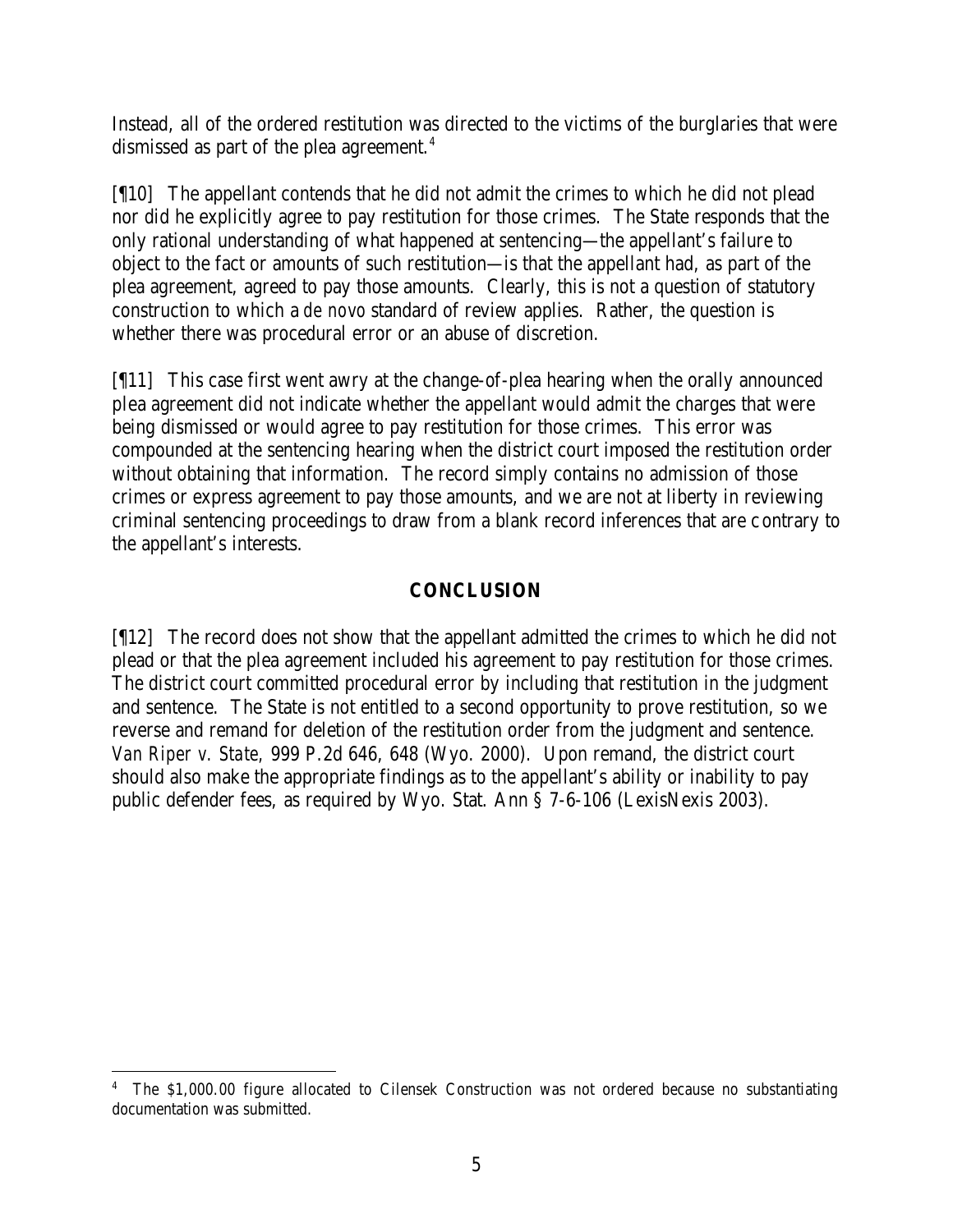Instead, all of the ordered restitution was directed to the victims of the burglaries that were dismissed as part of the plea agreement.[4]

[¶10] The appellant contends that he did not admit the crimes to which he did not plead nor did he explicitly agree to pay restitution for those crimes. The State responds that the only rational understanding of what happened at sentencing—the appellant's failure to object to the fact or amounts of such restitution—is that the appellant had, as part of the plea agreement, agreed to pay those amounts. Clearly, this is not a question of statutory construction to which a *de novo* standard of review applies. Rather, the question is whether there was procedural error or an abuse of discretion.

[¶11] This case first went awry at the change-of-plea hearing when the orally announced plea agreement did not indicate whether the appellant would admit the charges that were being dismissed or would agree to pay restitution for those crimes. This error was compounded at the sentencing hearing when the district court imposed the restitution order without obtaining that information. The record simply contains no admission of those crimes or express agreement to pay those amounts, and we are not at liberty in reviewing criminal sentencing proceedings to draw from a blank record inferences that are contrary to the appellant's interests.

## CONCLUSION

[¶12] The record does not show that the appellant admitted the crimes to which he did not plead or that the plea agreement included his agreement to pay restitution for those crimes. The district court committed procedural error by including that restitution in the judgment and sentence. The State is not entitled to a second opportunity to prove restitution, so we reverse and remand for deletion of the restitution order from the judgment and sentence. *Van Riper v. State*, 999 P.2d 646, 648 (Wyo. 2000). Upon remand, the district court should also make the appropriate findings as to the appellant's ability or inability to pay public defender fees, as required by Wyo. Stat. Ann § 7-6-106 (LexisNexis 2003).

---

[4] The $1,000.00 figure allocated to Cilensek Construction was not ordered because no substantiating documentation was submitted.